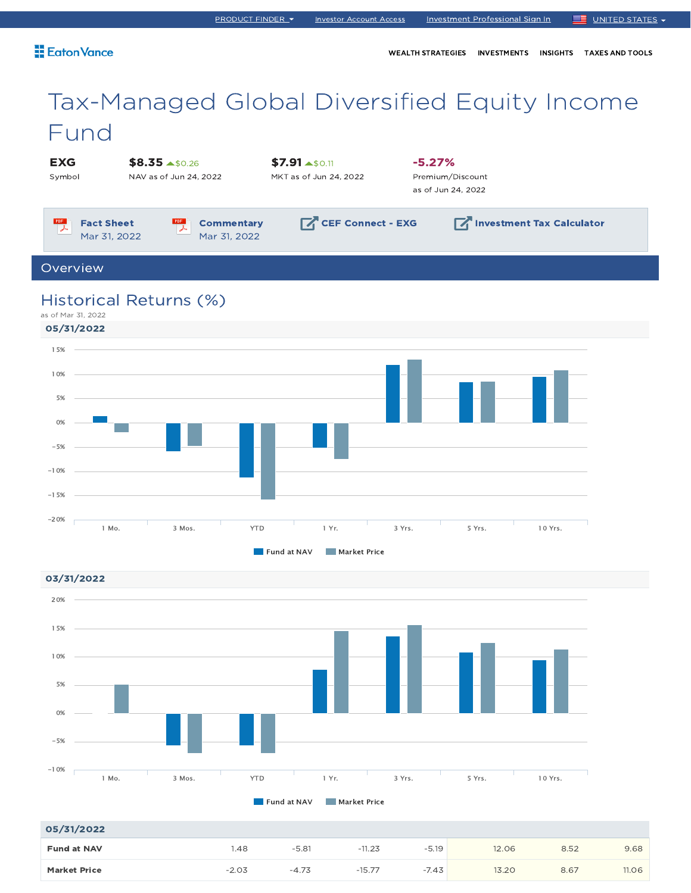PRODUCT FINDER | Investor Account Access | Investment Professional Sign In | UNITED STATES

Eaton Vance

WEALTH STRATEGIES | INVESTMENTS | INSIGHTS | TAXES AND TOOLS

# Tax-Managed Global Diversified Equity Income Fund

| EXG | $8.35 ▲$0.26 | $7.91 ▲$0.11 | -5.27% |
|---|---|---|---|
| Symbol | NAV as of Jun 24, 2022 | MKT as of Jun 24, 2022 | Premium/Discount as of Jun 24, 2022 |

**Fact Sheet** Mar 31, 2022 | **Commentary** Mar 31, 2022 | **CEF Connect - EXG** | **Investment Tax Calculator**

## Overview

### Historical Returns (%)

as of Mar 31, 2022

**05/31/2022**

Fund at NAV | Market Price

**03/31/2022**

Fund at NAV | Market Price

| 05/31/2022 | 1 Mo. | 3 Mos. | YTD | 1 Yr. | 3 Yrs. | 5 Yrs. | 10 Yrs. |
|---|---|---|---|---|---|---|---|
| **Fund at NAV** | 1.48 | -5.81 | -11.23 | -5.19 | 12.06 | 8.52 | 9.68 |
| **Market Price** | -2.03 | -4.73 | -15.77 | -7.43 | 13.20 | 8.67 | 11.06 |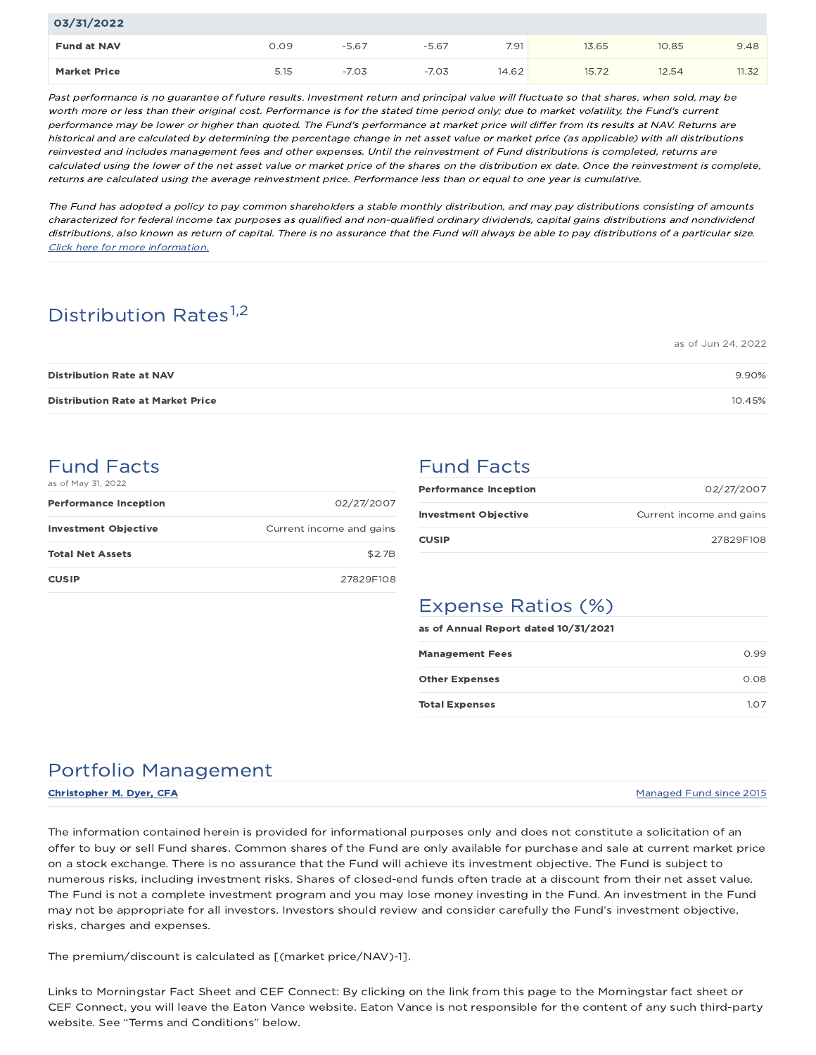| 03/31/2022 | | | | | | | |
|---|---|---|---|---|---|---|---|
| **Fund at NAV** | 0.09 | -5.67 | -5.67 | 7.91 | 13.65 | 10.85 | 9.48 |
| **Market Price** | 5.15 | -7.03 | -7.03 | 14.62 | 15.72 | 12.54 | 11.32 |

*Past performance is no guarantee of future results. Investment return and principal value will fluctuate so that shares, when sold, may be worth more or less than their original cost. Performance is for the stated time period only; due to market volatility, the Fund's current performance may be lower or higher than quoted. The Fund's performance at market price will differ from its results at NAV. Returns are historical and are calculated by determining the percentage change in net asset value or market price (as applicable) with all distributions reinvested and includes management fees and other expenses. Until the reinvestment of Fund distributions is completed, returns are calculated using the lower of the net asset value or market price of the shares on the distribution ex date. Once the reinvestment is complete, returns are calculated using the average reinvestment price. Performance less than or equal to one year is cumulative.*

*The Fund has adopted a policy to pay common shareholders a stable monthly distribution, and may pay distributions consisting of amounts characterized for federal income tax purposes as qualified and non-qualified ordinary dividends, capital gains distributions and nondividend distributions, also known as return of capital. There is no assurance that the Fund will always be able to pay distributions of a particular size.* *Click here for more information.*

## Distribution Rates[1,2]

as of Jun 24, 2022

| | |
|---|---|
| **Distribution Rate at NAV** | 9.90% |
| **Distribution Rate at Market Price** | 10.45% |

## Fund Facts

as of May 31, 2022

| | |
|---|---|
| **Performance Inception** | 02/27/2007 |
| **Investment Objective** | Current income and gains |
| **Total Net Assets** | $2.7B |
| **CUSIP** | 27829F108 |

## Fund Facts

| | |
|---|---|
| **Performance Inception** | 02/27/2007 |
| **Investment Objective** | Current income and gains |
| **CUSIP** | 27829F108 |

## Expense Ratios (%)

**as of Annual Report dated 10/31/2021**

| | |
|---|---|
| **Management Fees** | 0.99 |
| **Other Expenses** | 0.08 |
| **Total Expenses** | 1.07 |

## Portfolio Management

| | |
|---|---|
| **Christopher M. Dyer, CFA** | Managed Fund since 2015 |

The information contained herein is provided for informational purposes only and does not constitute a solicitation of an offer to buy or sell Fund shares. Common shares of the Fund are only available for purchase and sale at current market price on a stock exchange. There is no assurance that the Fund will achieve its investment objective. The Fund is subject to numerous risks, including investment risks. Shares of closed-end funds often trade at a discount from their net asset value. The Fund is not a complete investment program and you may lose money investing in the Fund. An investment in the Fund may not be appropriate for all investors. Investors should review and consider carefully the Fund's investment objective, risks, charges and expenses.

The premium/discount is calculated as [(market price/NAV)-1].

Links to Morningstar Fact Sheet and CEF Connect: By clicking on the link from this page to the Morningstar fact sheet or CEF Connect, you will leave the Eaton Vance website. Eaton Vance is not responsible for the content of any such third-party website. See "Terms and Conditions" below.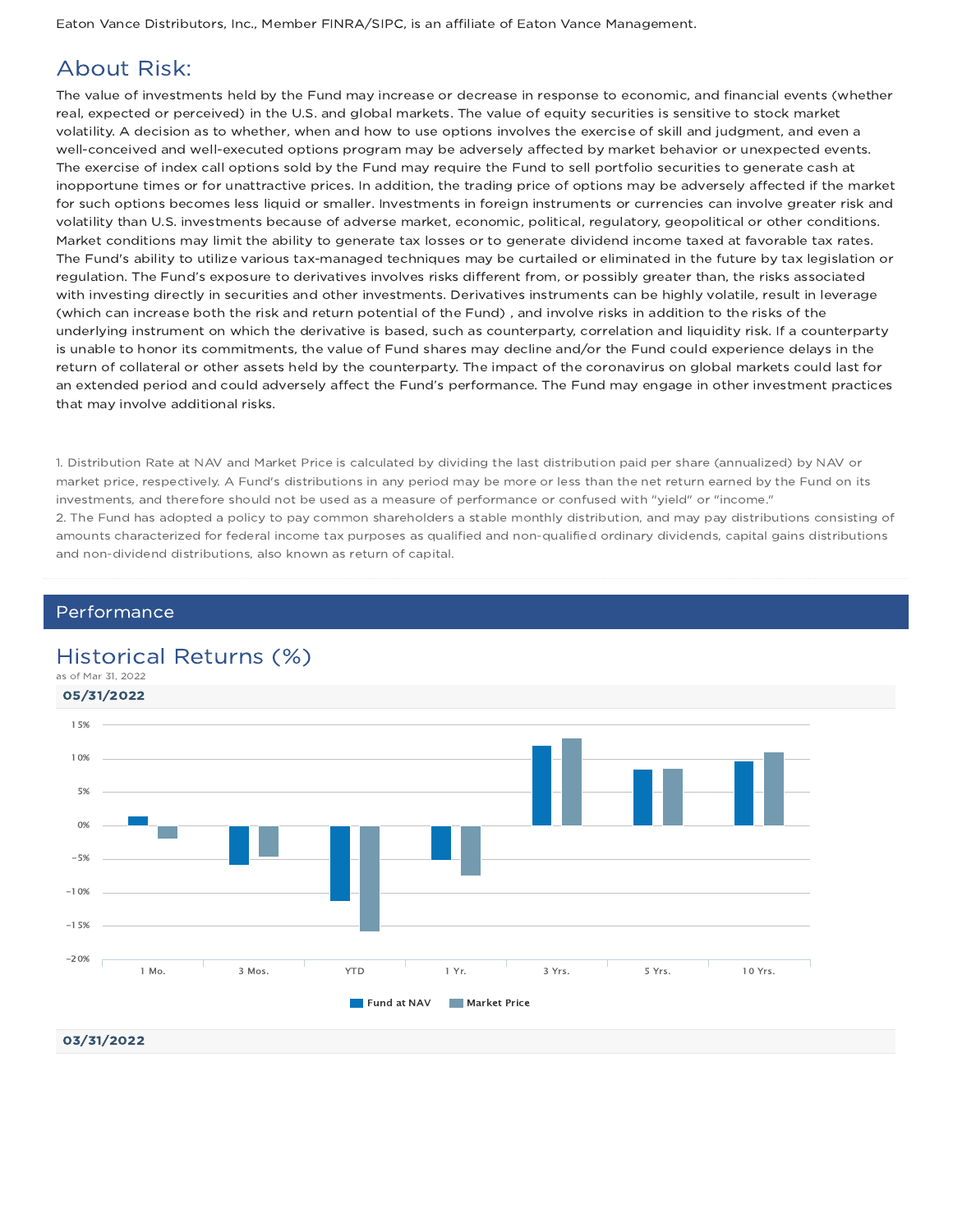Eaton Vance Distributors, Inc., Member FINRA/SIPC, is an affiliate of Eaton Vance Management.

## About Risk:

The value of investments held by the Fund may increase or decrease in response to economic, and financial events (whether real, expected or perceived) in the U.S. and global markets. The value of equity securities is sensitive to stock market volatility. A decision as to whether, when and how to use options involves the exercise of skill and judgment, and even a well-conceived and well-executed options program may be adversely affected by market behavior or unexpected events. The exercise of index call options sold by the Fund may require the Fund to sell portfolio securities to generate cash at inopportune times or for unattractive prices. In addition, the trading price of options may be adversely affected if the market for such options becomes less liquid or smaller. Investments in foreign instruments or currencies can involve greater risk and volatility than U.S. investments because of adverse market, economic, political, regulatory, geopolitical or other conditions. Market conditions may limit the ability to generate tax losses or to generate dividend income taxed at favorable tax rates. The Fund's ability to utilize various tax-managed techniques may be curtailed or eliminated in the future by tax legislation or regulation. The Fund's exposure to derivatives involves risks different from, or possibly greater than, the risks associated with investing directly in securities and other investments. Derivatives instruments can be highly volatile, result in leverage (which can increase both the risk and return potential of the Fund) , and involve risks in addition to the risks of the underlying instrument on which the derivative is based, such as counterparty, correlation and liquidity risk. If a counterparty is unable to honor its commitments, the value of Fund shares may decline and/or the Fund could experience delays in the return of collateral or other assets held by the counterparty. The impact of the coronavirus on global markets could last for an extended period and could adversely affect the Fund's performance. The Fund may engage in other investment practices that may involve additional risks.

1. Distribution Rate at NAV and Market Price is calculated by dividing the last distribution paid per share (annualized) by NAV or market price, respectively. A Fund's distributions in any period may be more or less than the net return earned by the Fund on its investments, and therefore should not be used as a measure of performance or confused with "yield" or "income."
2. The Fund has adopted a policy to pay common shareholders a stable monthly distribution, and may pay distributions consisting of amounts characterized for federal income tax purposes as qualified and non-qualified ordinary dividends, capital gains distributions and non-dividend distributions, also known as return of capital.

## Performance

### Historical Returns (%)

as of Mar 31, 2022

**05/31/2022**

**03/31/2022**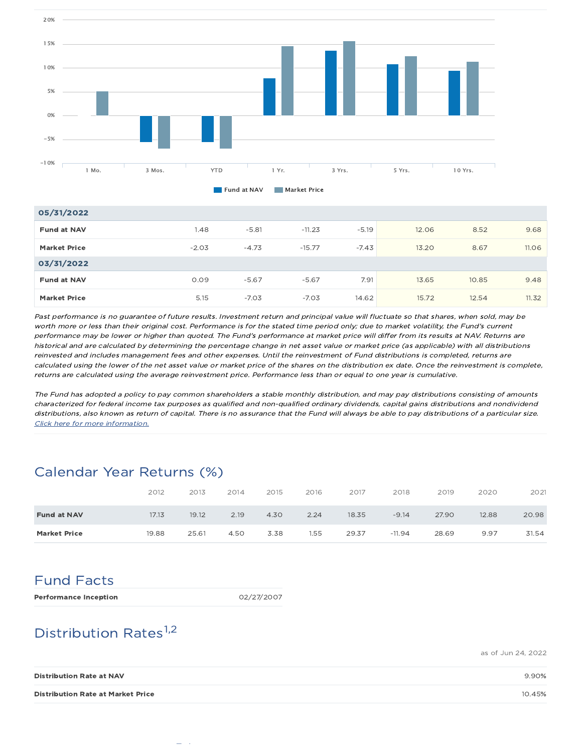| | 1 Mo. | 3 Mos. | YTD | 1 Yr. | 3 Yrs. | 5 Yrs. | 10 Yrs. |
|---|---|---|---|---|---|---|---|
| **05/31/2022** | | | | | | | |
| **Fund at NAV** | 1.48 | -5.81 | -11.23 | -5.19 | 12.06 | 8.52 | 9.68 |
| **Market Price** | -2.03 | -4.73 | -15.77 | -7.43 | 13.20 | 8.67 | 11.06 |
| **03/31/2022** | | | | | | | |
| **Fund at NAV** | 0.09 | -5.67 | -5.67 | 7.91 | 13.65 | 10.85 | 9.48 |
| **Market Price** | 5.15 | -7.03 | -7.03 | 14.62 | 15.72 | 12.54 | 11.32 |

*Past performance is no guarantee of future results. Investment return and principal value will fluctuate so that shares, when sold, may be worth more or less than their original cost. Performance is for the stated time period only; due to market volatility, the Fund's current performance may be lower or higher than quoted. The Fund's performance at market price will differ from its results at NAV. Returns are historical and are calculated by determining the percentage change in net asset value or market price (as applicable) with all distributions reinvested and includes management fees and other expenses. Until the reinvestment of Fund distributions is completed, returns are calculated using the lower of the net asset value or market price of the shares on the distribution ex date. Once the reinvestment is complete, returns are calculated using the average reinvestment price. Performance less than or equal to one year is cumulative.*

*The Fund has adopted a policy to pay common shareholders a stable monthly distribution, and may pay distributions consisting of amounts characterized for federal income tax purposes as qualified and non-qualified ordinary dividends, capital gains distributions and nondividend distributions, also known as return of capital. There is no assurance that the Fund will always be able to pay distributions of a particular size.* *Click here for more information.*

## Calendar Year Returns (%)

| | 2012 | 2013 | 2014 | 2015 | 2016 | 2017 | 2018 | 2019 | 2020 | 2021 |
|---|---|---|---|---|---|---|---|---|---|---|
| **Fund at NAV** | 17.13 | 19.12 | 2.19 | 4.30 | 2.24 | 18.35 | -9.14 | 27.90 | 12.88 | 20.98 |
| **Market Price** | 19.88 | 25.61 | 4.50 | 3.38 | 1.55 | 29.37 | -11.94 | 28.69 | 9.97 | 31.54 |

## Fund Facts

| | |
|---|---|
| **Performance Inception** | 02/27/2007 |

## Distribution Rates[1,2]

as of Jun 24, 2022

| | |
|---|---|
| **Distribution Rate at NAV** | 9.90% |
| **Distribution Rate at Market Price** | 10.45% |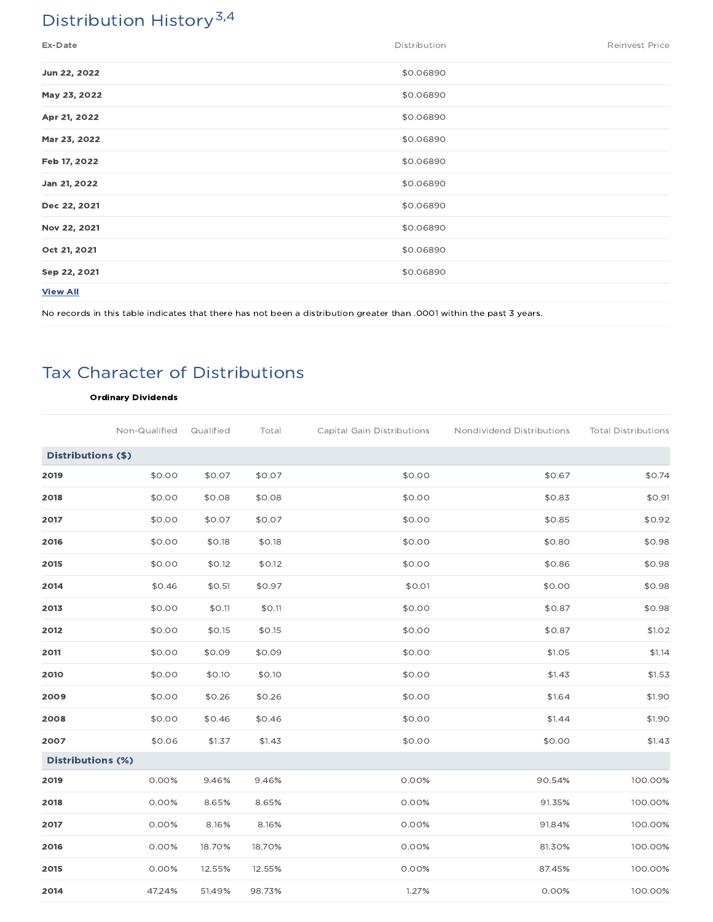## Distribution History[3,4]

| Ex-Date | Distribution | Reinvest Price |
|---|---|---|
| Jun 22, 2022 | $0.06890 | |
| May 23, 2022 | $0.06890 | |
| Apr 21, 2022 | $0.06890 | |
| Mar 23, 2022 | $0.06890 | |
| Feb 17, 2022 | $0.06890 | |
| Jan 21, 2022 | $0.06890 | |
| Dec 22, 2021 | $0.06890 | |
| Nov 22, 2021 | $0.06890 | |
| Oct 21, 2021 | $0.06890 | |
| Sep 22, 2021 | $0.06890 | |

**View All**

No records in this table indicates that there has not been a distribution greater than .0001 within the past 3 years.

## Tax Character of Distributions

| | Ordinary Dividends | | | | | |
|---|---|---|---|---|---|---|
| | Non-Qualified | Qualified | Total | Capital Gain Distributions | Nondividend Distributions | Total Distributions |
| **Distributions ($)** | | | | | | |
| **2019** | $0.00 | $0.07 | $0.07 | $0.00 | $0.67 | $0.74 |
| **2018** | $0.00 | $0.08 | $0.08 | $0.00 | $0.83 | $0.91 |
| **2017** | $0.00 | $0.07 | $0.07 | $0.00 | $0.85 | $0.92 |
| **2016** | $0.00 | $0.18 | $0.18 | $0.00 | $0.80 | $0.98 |
| **2015** | $0.00 | $0.12 | $0.12 | $0.00 | $0.86 | $0.98 |
| **2014** | $0.46 | $0.51 | $0.97 | $0.01 | $0.00 | $0.98 |
| **2013** | $0.00 | $0.11 | $0.11 | $0.00 | $0.87 | $0.98 |
| **2012** | $0.00 | $0.15 | $0.15 | $0.00 | $0.87 | $1.02 |
| **2011** | $0.00 | $0.09 | $0.09 | $0.00 | $1.05 | $1.14 |
| **2010** | $0.00 | $0.10 | $0.10 | $0.00 | $1.43 | $1.53 |
| **2009** | $0.00 | $0.26 | $0.26 | $0.00 | $1.64 | $1.90 |
| **2008** | $0.00 | $0.46 | $0.46 | $0.00 | $1.44 | $1.90 |
| **2007** | $0.06 | $1.37 | $1.43 | $0.00 | $0.00 | $1.43 |
| **Distributions (%)** | | | | | | |
| **2019** | 0.00% | 9.46% | 9.46% | 0.00% | 90.54% | 100.00% |
| **2018** | 0.00% | 8.65% | 8.65% | 0.00% | 91.35% | 100.00% |
| **2017** | 0.00% | 8.16% | 8.16% | 0.00% | 91.84% | 100.00% |
| **2016** | 0.00% | 18.70% | 18.70% | 0.00% | 81.30% | 100.00% |
| **2015** | 0.00% | 12.55% | 12.55% | 0.00% | 87.45% | 100.00% |
| **2014** | 47.24% | 51.49% | 98.73% | 1.27% | 0.00% | 100.00% |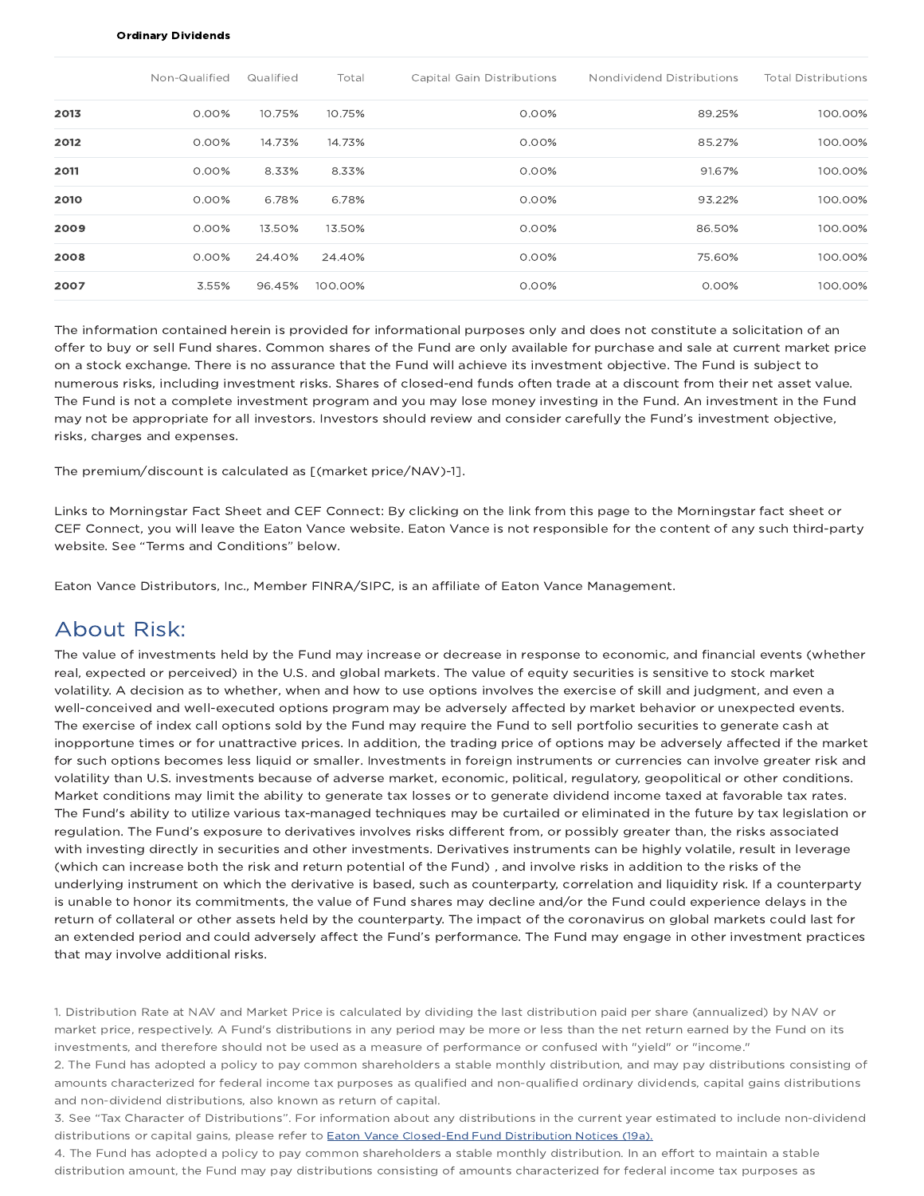| | Ordinary Dividends | | | | | |
|---|---|---|---|---|---|---|
| | Non-Qualified | Qualified | Total | Capital Gain Distributions | Nondividend Distributions | Total Distributions |
| **2013** | 0.00% | 10.75% | 10.75% | 0.00% | 89.25% | 100.00% |
| **2012** | 0.00% | 14.73% | 14.73% | 0.00% | 85.27% | 100.00% |
| **2011** | 0.00% | 8.33% | 8.33% | 0.00% | 91.67% | 100.00% |
| **2010** | 0.00% | 6.78% | 6.78% | 0.00% | 93.22% | 100.00% |
| **2009** | 0.00% | 13.50% | 13.50% | 0.00% | 86.50% | 100.00% |
| **2008** | 0.00% | 24.40% | 24.40% | 0.00% | 75.60% | 100.00% |
| **2007** | 3.55% | 96.45% | 100.00% | 0.00% | 0.00% | 100.00% |

The information contained herein is provided for informational purposes only and does not constitute a solicitation of an offer to buy or sell Fund shares. Common shares of the Fund are only available for purchase and sale at current market price on a stock exchange. There is no assurance that the Fund will achieve its investment objective. The Fund is subject to numerous risks, including investment risks. Shares of closed-end funds often trade at a discount from their net asset value. The Fund is not a complete investment program and you may lose money investing in the Fund. An investment in the Fund may not be appropriate for all investors. Investors should review and consider carefully the Fund's investment objective, risks, charges and expenses.

The premium/discount is calculated as [(market price/NAV)-1].

Links to Morningstar Fact Sheet and CEF Connect: By clicking on the link from this page to the Morningstar fact sheet or CEF Connect, you will leave the Eaton Vance website. Eaton Vance is not responsible for the content of any such third-party website. See "Terms and Conditions" below.

Eaton Vance Distributors, Inc., Member FINRA/SIPC, is an affiliate of Eaton Vance Management.

## About Risk:

The value of investments held by the Fund may increase or decrease in response to economic, and financial events (whether real, expected or perceived) in the U.S. and global markets. The value of equity securities is sensitive to stock market volatility. A decision as to whether, when and how to use options involves the exercise of skill and judgment, and even a well-conceived and well-executed options program may be adversely affected by market behavior or unexpected events. The exercise of index call options sold by the Fund may require the Fund to sell portfolio securities to generate cash at inopportune times or for unattractive prices. In addition, the trading price of options may be adversely affected if the market for such options becomes less liquid or smaller. Investments in foreign instruments or currencies can involve greater risk and volatility than U.S. investments because of adverse market, economic, political, regulatory, geopolitical or other conditions. Market conditions may limit the ability to generate tax losses or to generate dividend income taxed at favorable tax rates. The Fund's ability to utilize various tax-managed techniques may be curtailed or eliminated in the future by tax legislation or regulation. The Fund's exposure to derivatives involves risks different from, or possibly greater than, the risks associated with investing directly in securities and other investments. Derivatives instruments can be highly volatile, result in leverage (which can increase both the risk and return potential of the Fund) , and involve risks in addition to the risks of the underlying instrument on which the derivative is based, such as counterparty, correlation and liquidity risk. If a counterparty is unable to honor its commitments, the value of Fund shares may decline and/or the Fund could experience delays in the return of collateral or other assets held by the counterparty. The impact of the coronavirus on global markets could last for an extended period and could adversely affect the Fund's performance. The Fund may engage in other investment practices that may involve additional risks.

1. Distribution Rate at NAV and Market Price is calculated by dividing the last distribution paid per share (annualized) by NAV or market price, respectively. A Fund's distributions in any period may be more or less than the net return earned by the Fund on its investments, and therefore should not be used as a measure of performance or confused with "yield" or "income."
2. The Fund has adopted a policy to pay common shareholders a stable monthly distribution, and may pay distributions consisting of amounts characterized for federal income tax purposes as qualified and non-qualified ordinary dividends, capital gains distributions and non-dividend distributions, also known as return of capital.
3. See "Tax Character of Distributions". For information about any distributions in the current year estimated to include non-dividend distributions or capital gains, please refer to Eaton Vance Closed-End Fund Distribution Notices (19a).
4. The Fund has adopted a policy to pay common shareholders a stable monthly distribution. In an effort to maintain a stable distribution amount, the Fund may pay distributions consisting of amounts characterized for federal income tax purposes as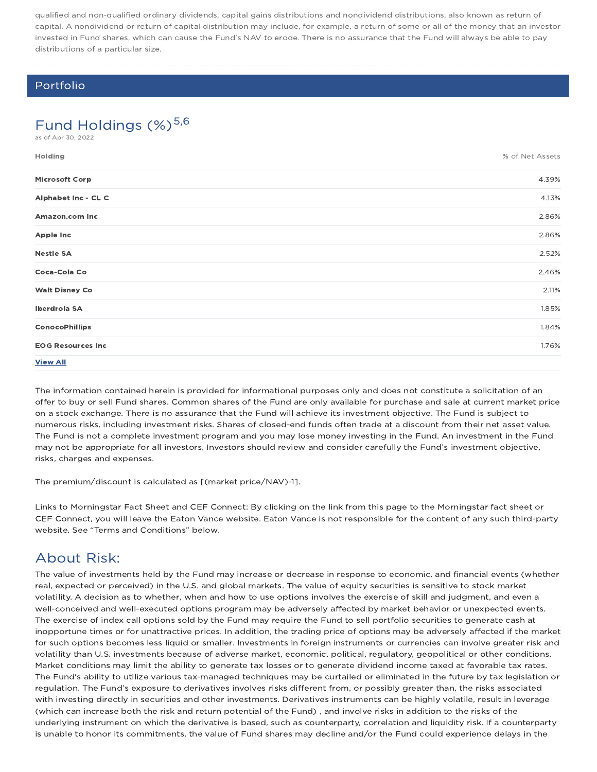qualified and non-qualified ordinary dividends, capital gains distributions and nondividend distributions, also known as return of capital. A nondividend or return of capital distribution may include, for example, a return of some or all of the money that an investor invested in Fund shares, which can cause the Fund's NAV to erode. There is no assurance that the Fund will always be able to pay distributions of a particular size.

## Portfolio

### Fund Holdings (%)[5,6]

as of Apr 30, 2022

| Holding | % of Net Assets |
| --- | --- |
| **Microsoft Corp** | 4.39% |
| **Alphabet Inc - CL C** | 4.13% |
| **Amazon.com Inc** | 2.86% |
| **Apple Inc** | 2.86% |
| **Nestle SA** | 2.52% |
| **Coca-Cola Co** | 2.46% |
| **Walt Disney Co** | 2.11% |
| **Iberdrola SA** | 1.85% |
| **ConocoPhillips** | 1.84% |
| **EOG Resources Inc** | 1.76% |

**View All**

The information contained herein is provided for informational purposes only and does not constitute a solicitation of an offer to buy or sell Fund shares. Common shares of the Fund are only available for purchase and sale at current market price on a stock exchange. There is no assurance that the Fund will achieve its investment objective. The Fund is subject to numerous risks, including investment risks. Shares of closed-end funds often trade at a discount from their net asset value. The Fund is not a complete investment program and you may lose money investing in the Fund. An investment in the Fund may not be appropriate for all investors. Investors should review and consider carefully the Fund's investment objective, risks, charges and expenses.

The premium/discount is calculated as [(market price/NAV)-1].

Links to Morningstar Fact Sheet and CEF Connect: By clicking on the link from this page to the Morningstar fact sheet or CEF Connect, you will leave the Eaton Vance website. Eaton Vance is not responsible for the content of any such third-party website. See “Terms and Conditions” below.

## About Risk:

The value of investments held by the Fund may increase or decrease in response to economic, and financial events (whether real, expected or perceived) in the U.S. and global markets. The value of equity securities is sensitive to stock market volatility. A decision as to whether, when and how to use options involves the exercise of skill and judgment, and even a well-conceived and well-executed options program may be adversely affected by market behavior or unexpected events. The exercise of index call options sold by the Fund may require the Fund to sell portfolio securities to generate cash at inopportune times or for unattractive prices. In addition, the trading price of options may be adversely affected if the market for such options becomes less liquid or smaller. Investments in foreign instruments or currencies can involve greater risk and volatility than U.S. investments because of adverse market, economic, political, regulatory, geopolitical or other conditions. Market conditions may limit the ability to generate tax losses or to generate dividend income taxed at favorable tax rates. The Fund's ability to utilize various tax-managed techniques may be curtailed or eliminated in the future by tax legislation or regulation. The Fund's exposure to derivatives involves risks different from, or possibly greater than, the risks associated with investing directly in securities and other investments. Derivatives instruments can be highly volatile, result in leverage (which can increase both the risk and return potential of the Fund) , and involve risks in addition to the risks of the underlying instrument on which the derivative is based, such as counterparty, correlation and liquidity risk. If a counterparty is unable to honor its commitments, the value of Fund shares may decline and/or the Fund could experience delays in the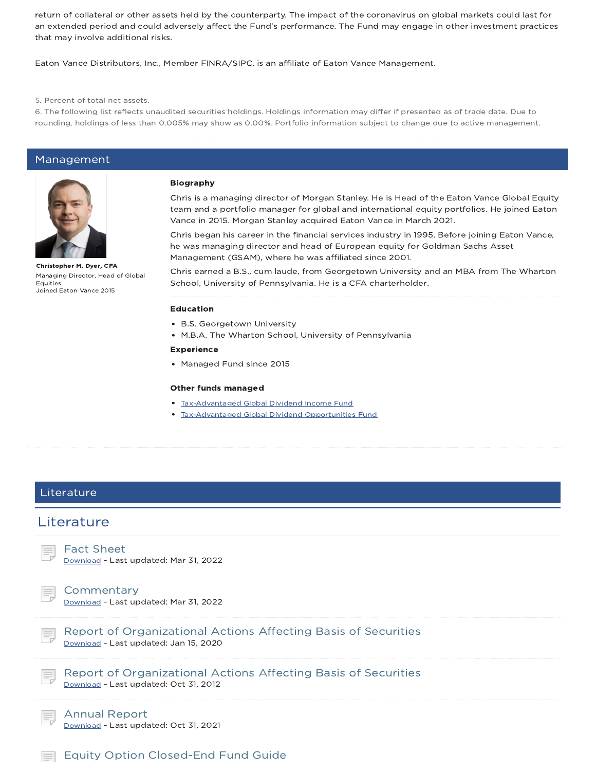return of collateral or other assets held by the counterparty. The impact of the coronavirus on global markets could last for an extended period and could adversely affect the Fund's performance. The Fund may engage in other investment practices that may involve additional risks.

Eaton Vance Distributors, Inc., Member FINRA/SIPC, is an affiliate of Eaton Vance Management.

5. Percent of total net assets.
6. The following list reflects unaudited securities holdings. Holdings information may differ if presented as of trade date. Due to rounding, holdings of less than 0.005% may show as 0.00%. Portfolio information subject to change due to active management.

## Management

**Christopher M. Dyer, CFA**
Managing Director, Head of Global Equities
Joined Eaton Vance 2015

**Biography**

Chris is a managing director of Morgan Stanley. He is Head of the Eaton Vance Global Equity team and a portfolio manager for global and international equity portfolios. He joined Eaton Vance in 2015. Morgan Stanley acquired Eaton Vance in March 2021.

Chris began his career in the financial services industry in 1995. Before joining Eaton Vance, he was managing director and head of European equity for Goldman Sachs Asset Management (GSAM), where he was affiliated since 2001.

Chris earned a B.S., cum laude, from Georgetown University and an MBA from The Wharton School, University of Pennsylvania. He is a CFA charterholder.

**Education**

- B.S. Georgetown University
- M.B.A. The Wharton School, University of Pennsylvania

**Experience**

- Managed Fund since 2015

**Other funds managed**

- Tax-Advantaged Global Dividend Income Fund
- Tax-Advantaged Global Dividend Opportunities Fund

## Literature

## Literature

### Fact Sheet
Download - Last updated: Mar 31, 2022

### Commentary
Download - Last updated: Mar 31, 2022

### Report of Organizational Actions Affecting Basis of Securities
Download - Last updated: Jan 15, 2020

### Report of Organizational Actions Affecting Basis of Securities
Download - Last updated: Oct 31, 2012

### Annual Report
Download - Last updated: Oct 31, 2021

### Equity Option Closed-End Fund Guide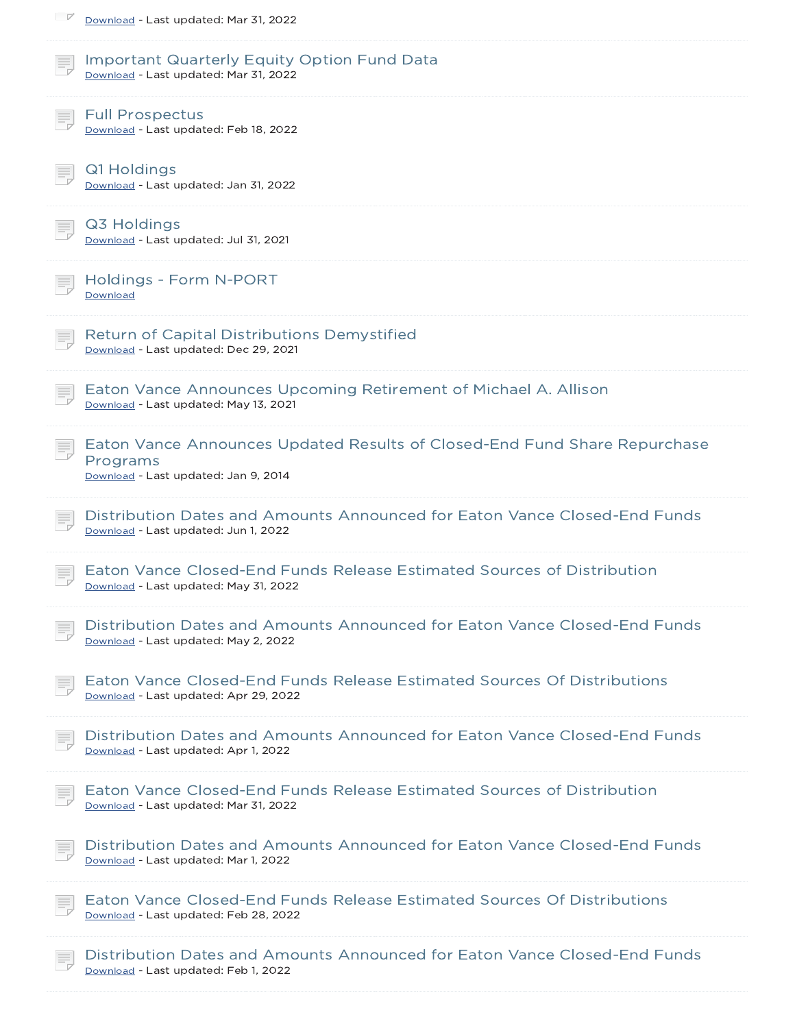Download - Last updated: Mar 31, 2022

Important Quarterly Equity Option Fund Data
Download - Last updated: Mar 31, 2022

Full Prospectus
Download - Last updated: Feb 18, 2022

Q1 Holdings
Download - Last updated: Jan 31, 2022

Q3 Holdings
Download - Last updated: Jul 31, 2021

Holdings - Form N-PORT
Download

Return of Capital Distributions Demystified
Download - Last updated: Dec 29, 2021

Eaton Vance Announces Upcoming Retirement of Michael A. Allison
Download - Last updated: May 13, 2021

Eaton Vance Announces Updated Results of Closed-End Fund Share Repurchase Programs
Download - Last updated: Jan 9, 2014

Distribution Dates and Amounts Announced for Eaton Vance Closed-End Funds
Download - Last updated: Jun 1, 2022

Eaton Vance Closed-End Funds Release Estimated Sources of Distribution
Download - Last updated: May 31, 2022

Distribution Dates and Amounts Announced for Eaton Vance Closed-End Funds
Download - Last updated: May 2, 2022

Eaton Vance Closed-End Funds Release Estimated Sources Of Distributions
Download - Last updated: Apr 29, 2022

Distribution Dates and Amounts Announced for Eaton Vance Closed-End Funds
Download - Last updated: Apr 1, 2022

Eaton Vance Closed-End Funds Release Estimated Sources of Distribution
Download - Last updated: Mar 31, 2022

Distribution Dates and Amounts Announced for Eaton Vance Closed-End Funds
Download - Last updated: Mar 1, 2022

Eaton Vance Closed-End Funds Release Estimated Sources Of Distributions
Download - Last updated: Feb 28, 2022

Distribution Dates and Amounts Announced for Eaton Vance Closed-End Funds
Download - Last updated: Feb 1, 2022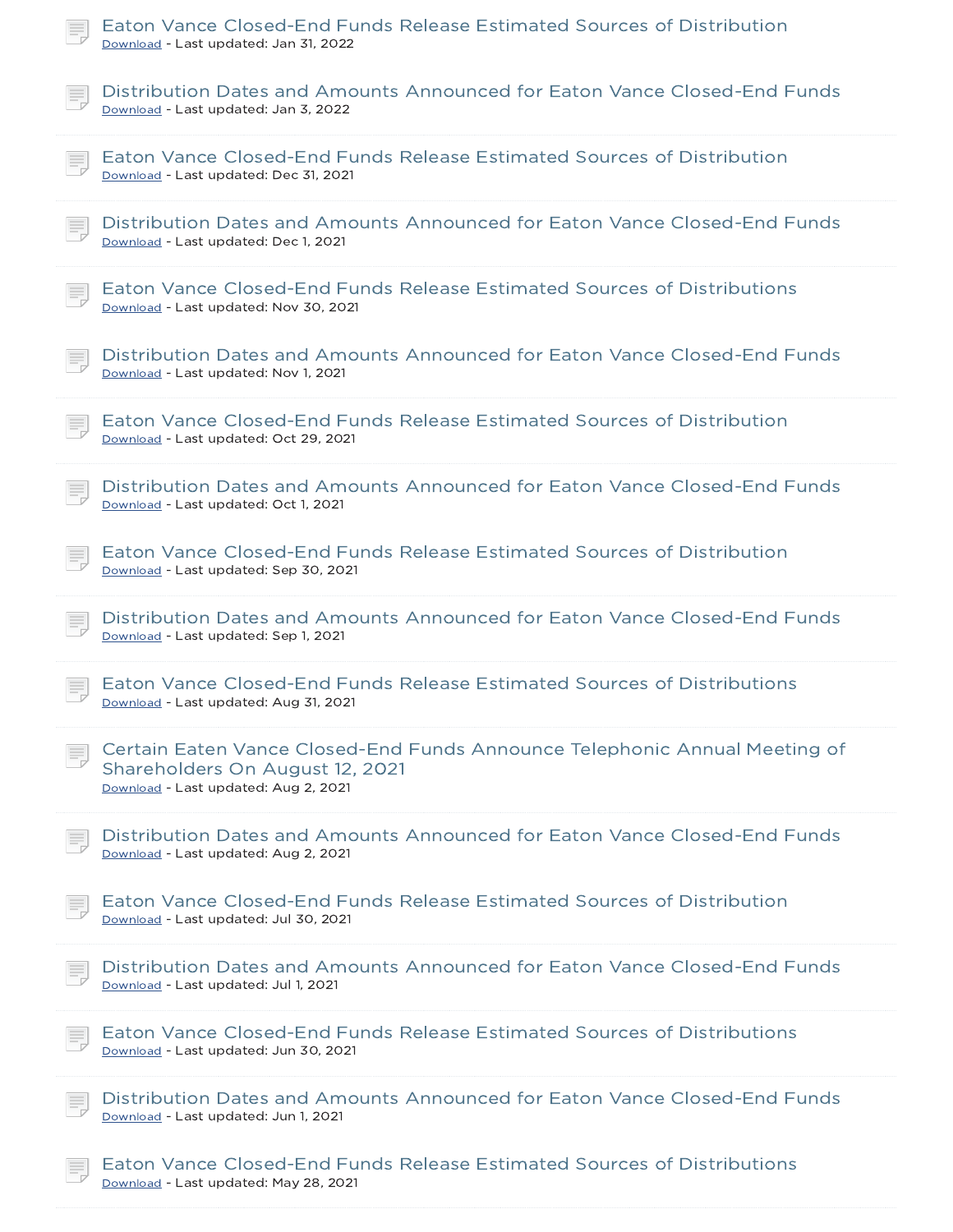Eaton Vance Closed-End Funds Release Estimated Sources of Distribution
Download - Last updated: Jan 31, 2022

Distribution Dates and Amounts Announced for Eaton Vance Closed-End Funds
Download - Last updated: Jan 3, 2022

Eaton Vance Closed-End Funds Release Estimated Sources of Distribution
Download - Last updated: Dec 31, 2021

Distribution Dates and Amounts Announced for Eaton Vance Closed-End Funds
Download - Last updated: Dec 1, 2021

Eaton Vance Closed-End Funds Release Estimated Sources of Distributions
Download - Last updated: Nov 30, 2021

Distribution Dates and Amounts Announced for Eaton Vance Closed-End Funds
Download - Last updated: Nov 1, 2021

Eaton Vance Closed-End Funds Release Estimated Sources of Distribution
Download - Last updated: Oct 29, 2021

Distribution Dates and Amounts Announced for Eaton Vance Closed-End Funds
Download - Last updated: Oct 1, 2021

Eaton Vance Closed-End Funds Release Estimated Sources of Distribution
Download - Last updated: Sep 30, 2021

Distribution Dates and Amounts Announced for Eaton Vance Closed-End Funds
Download - Last updated: Sep 1, 2021

Eaton Vance Closed-End Funds Release Estimated Sources of Distributions
Download - Last updated: Aug 31, 2021

Certain Eaten Vance Closed-End Funds Announce Telephonic Annual Meeting of Shareholders On August 12, 2021
Download - Last updated: Aug 2, 2021

Distribution Dates and Amounts Announced for Eaton Vance Closed-End Funds
Download - Last updated: Aug 2, 2021

Eaton Vance Closed-End Funds Release Estimated Sources of Distribution
Download - Last updated: Jul 30, 2021

Distribution Dates and Amounts Announced for Eaton Vance Closed-End Funds
Download - Last updated: Jul 1, 2021

Eaton Vance Closed-End Funds Release Estimated Sources of Distributions
Download - Last updated: Jun 30, 2021

Distribution Dates and Amounts Announced for Eaton Vance Closed-End Funds
Download - Last updated: Jun 1, 2021

Eaton Vance Closed-End Funds Release Estimated Sources of Distributions
Download - Last updated: May 28, 2021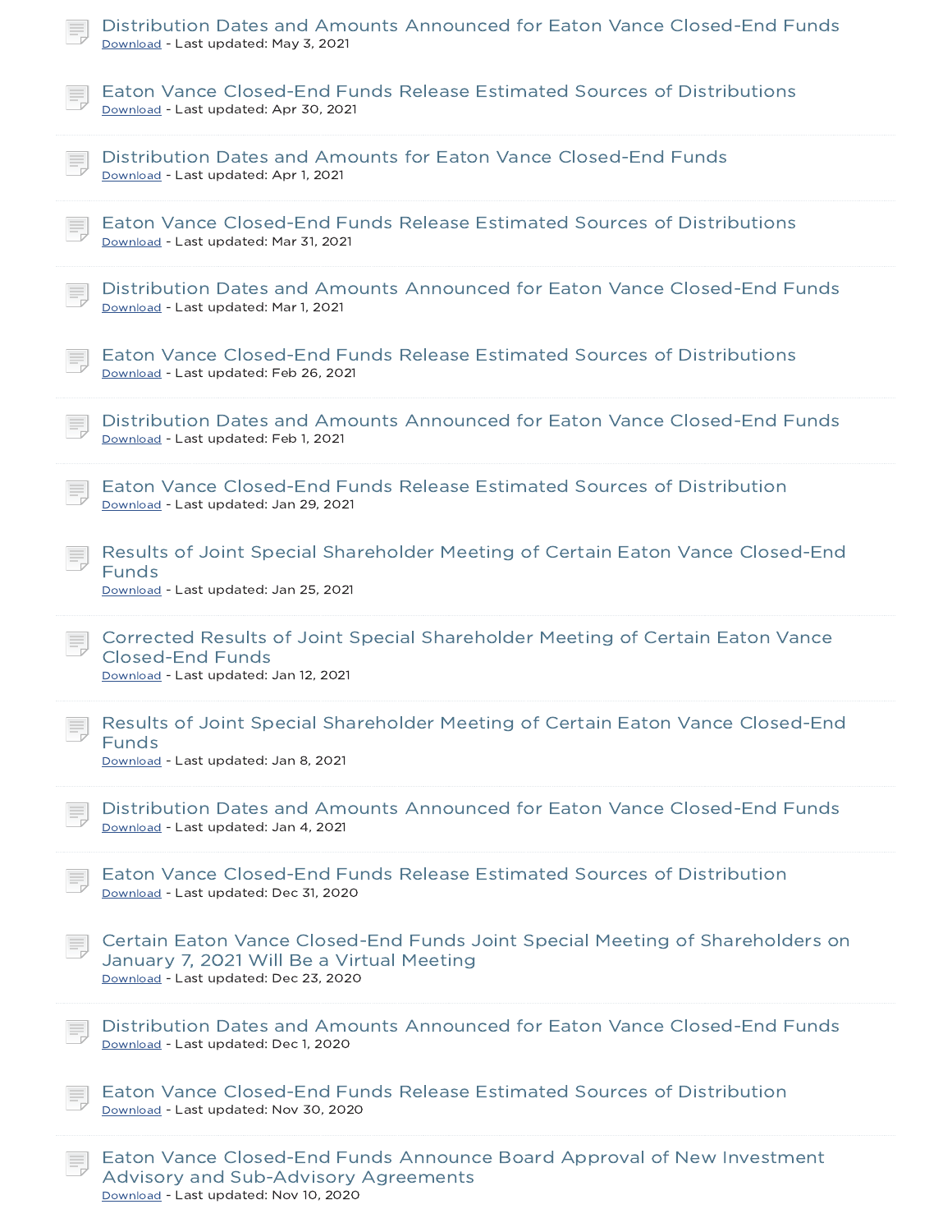Distribution Dates and Amounts Announced for Eaton Vance Closed-End Funds
Download - Last updated: May 3, 2021

Eaton Vance Closed-End Funds Release Estimated Sources of Distributions
Download - Last updated: Apr 30, 2021

Distribution Dates and Amounts for Eaton Vance Closed-End Funds
Download - Last updated: Apr 1, 2021

Eaton Vance Closed-End Funds Release Estimated Sources of Distributions
Download - Last updated: Mar 31, 2021

Distribution Dates and Amounts Announced for Eaton Vance Closed-End Funds
Download - Last updated: Mar 1, 2021

Eaton Vance Closed-End Funds Release Estimated Sources of Distributions
Download - Last updated: Feb 26, 2021

Distribution Dates and Amounts Announced for Eaton Vance Closed-End Funds
Download - Last updated: Feb 1, 2021

Eaton Vance Closed-End Funds Release Estimated Sources of Distribution
Download - Last updated: Jan 29, 2021

Results of Joint Special Shareholder Meeting of Certain Eaton Vance Closed-End Funds
Download - Last updated: Jan 25, 2021

Corrected Results of Joint Special Shareholder Meeting of Certain Eaton Vance Closed-End Funds
Download - Last updated: Jan 12, 2021

Results of Joint Special Shareholder Meeting of Certain Eaton Vance Closed-End Funds
Download - Last updated: Jan 8, 2021

Distribution Dates and Amounts Announced for Eaton Vance Closed-End Funds
Download - Last updated: Jan 4, 2021

Eaton Vance Closed-End Funds Release Estimated Sources of Distribution
Download - Last updated: Dec 31, 2020

Certain Eaton Vance Closed-End Funds Joint Special Meeting of Shareholders on January 7, 2021 Will Be a Virtual Meeting
Download - Last updated: Dec 23, 2020

Distribution Dates and Amounts Announced for Eaton Vance Closed-End Funds
Download - Last updated: Dec 1, 2020

Eaton Vance Closed-End Funds Release Estimated Sources of Distribution
Download - Last updated: Nov 30, 2020

Eaton Vance Closed-End Funds Announce Board Approval of New Investment Advisory and Sub-Advisory Agreements
Download - Last updated: Nov 10, 2020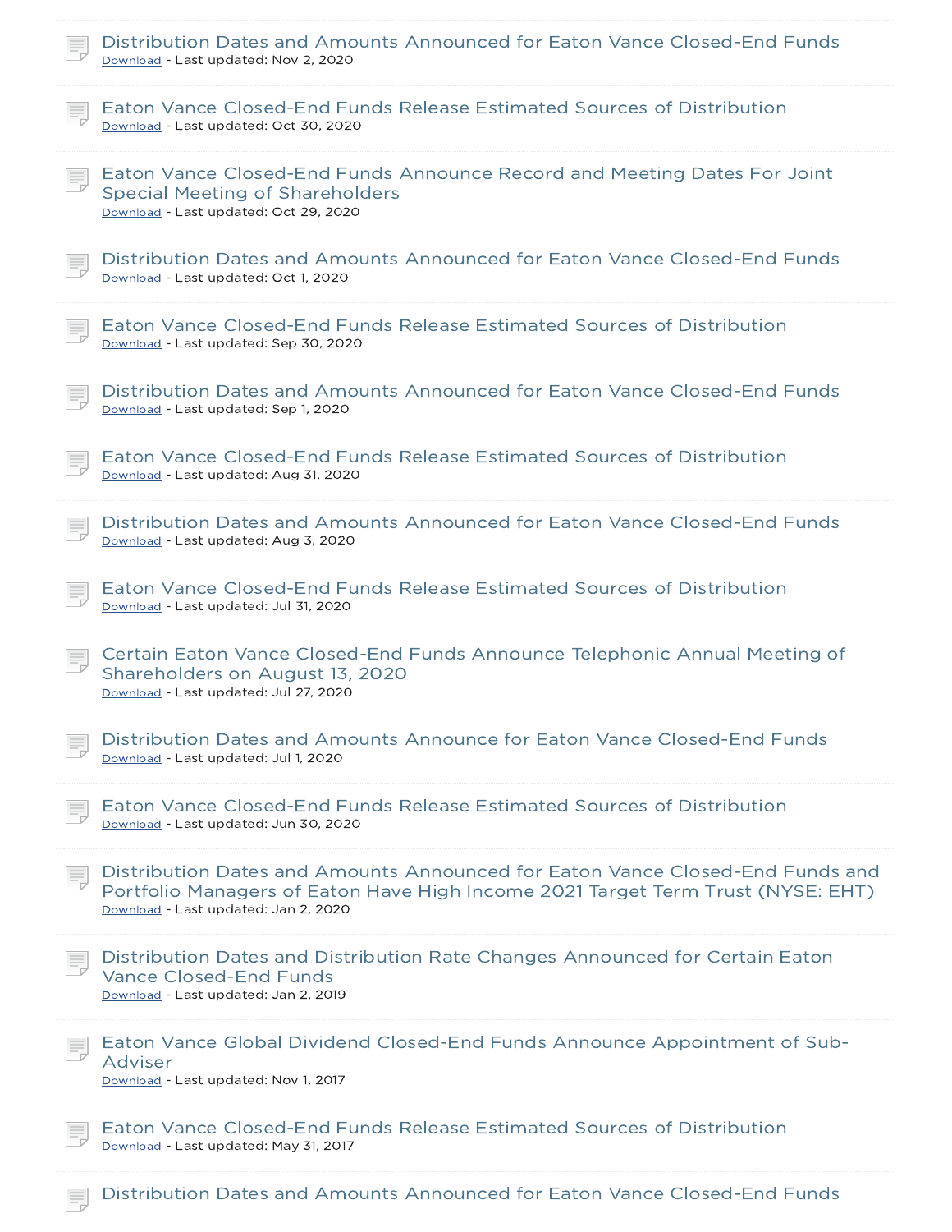Distribution Dates and Amounts Announced for Eaton Vance Closed-End Funds
Download - Last updated: Nov 2, 2020

Eaton Vance Closed-End Funds Release Estimated Sources of Distribution
Download - Last updated: Oct 30, 2020

Eaton Vance Closed-End Funds Announce Record and Meeting Dates For Joint Special Meeting of Shareholders
Download - Last updated: Oct 29, 2020

Distribution Dates and Amounts Announced for Eaton Vance Closed-End Funds
Download - Last updated: Oct 1, 2020

Eaton Vance Closed-End Funds Release Estimated Sources of Distribution
Download - Last updated: Sep 30, 2020

Distribution Dates and Amounts Announced for Eaton Vance Closed-End Funds
Download - Last updated: Sep 1, 2020

Eaton Vance Closed-End Funds Release Estimated Sources of Distribution
Download - Last updated: Aug 31, 2020

Distribution Dates and Amounts Announced for Eaton Vance Closed-End Funds
Download - Last updated: Aug 3, 2020

Eaton Vance Closed-End Funds Release Estimated Sources of Distribution
Download - Last updated: Jul 31, 2020

Certain Eaton Vance Closed-End Funds Announce Telephonic Annual Meeting of Shareholders on August 13, 2020
Download - Last updated: Jul 27, 2020

Distribution Dates and Amounts Announce for Eaton Vance Closed-End Funds
Download - Last updated: Jul 1, 2020

Eaton Vance Closed-End Funds Release Estimated Sources of Distribution
Download - Last updated: Jun 30, 2020

Distribution Dates and Amounts Announced for Eaton Vance Closed-End Funds and Portfolio Managers of Eaton Have High Income 2021 Target Term Trust (NYSE: EHT)
Download - Last updated: Jan 2, 2020

Distribution Dates and Distribution Rate Changes Announced for Certain Eaton Vance Closed-End Funds
Download - Last updated: Jan 2, 2019

Eaton Vance Global Dividend Closed-End Funds Announce Appointment of Sub-Adviser
Download - Last updated: Nov 1, 2017

Eaton Vance Closed-End Funds Release Estimated Sources of Distribution
Download - Last updated: May 31, 2017

Distribution Dates and Amounts Announced for Eaton Vance Closed-End Funds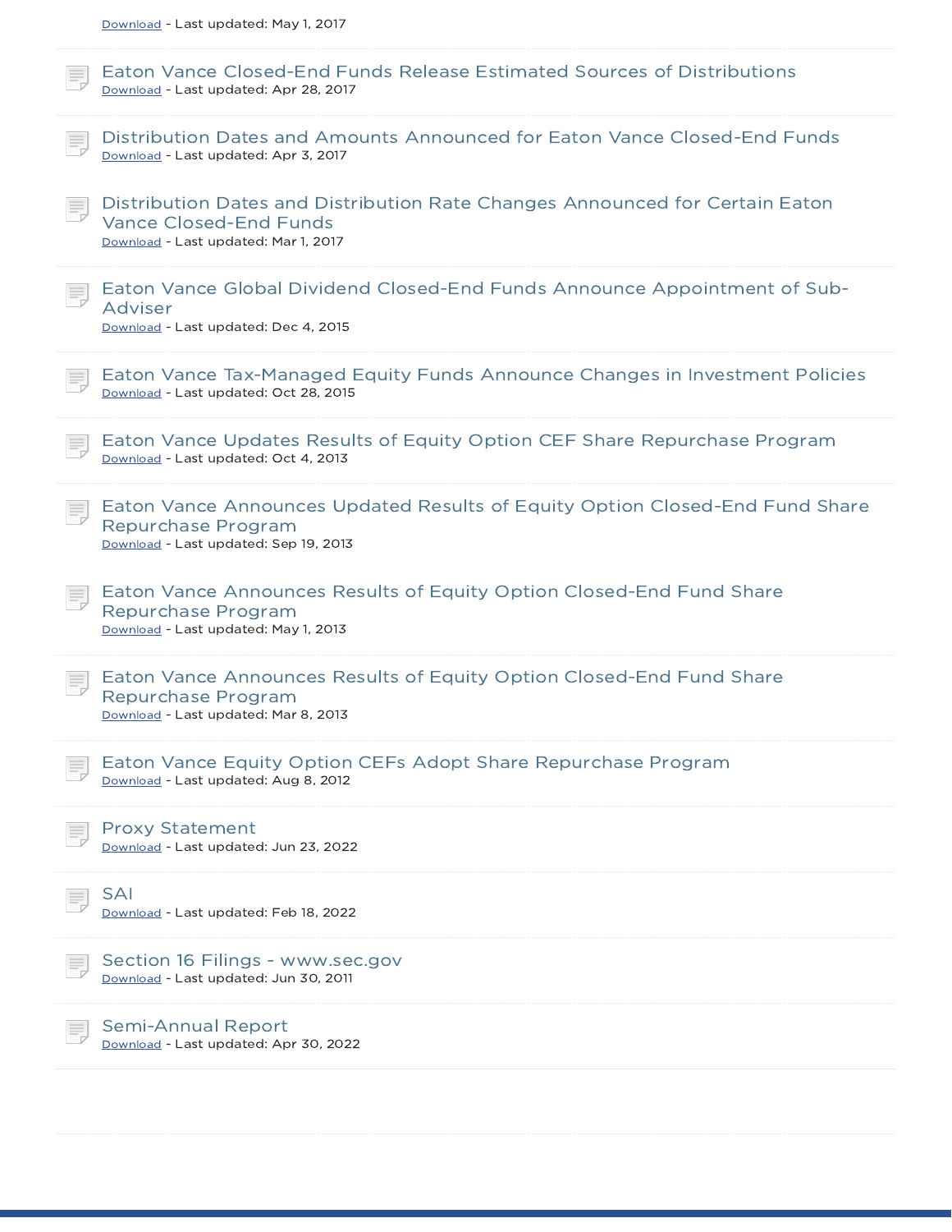Download - Last updated: May 1, 2017

Eaton Vance Closed-End Funds Release Estimated Sources of Distributions
Download - Last updated: Apr 28, 2017

Distribution Dates and Amounts Announced for Eaton Vance Closed-End Funds
Download - Last updated: Apr 3, 2017

Distribution Dates and Distribution Rate Changes Announced for Certain Eaton Vance Closed-End Funds
Download - Last updated: Mar 1, 2017

Eaton Vance Global Dividend Closed-End Funds Announce Appointment of Sub-Adviser
Download - Last updated: Dec 4, 2015

Eaton Vance Tax-Managed Equity Funds Announce Changes in Investment Policies
Download - Last updated: Oct 28, 2015

Eaton Vance Updates Results of Equity Option CEF Share Repurchase Program
Download - Last updated: Oct 4, 2013

Eaton Vance Announces Updated Results of Equity Option Closed-End Fund Share Repurchase Program
Download - Last updated: Sep 19, 2013

Eaton Vance Announces Results of Equity Option Closed-End Fund Share Repurchase Program
Download - Last updated: May 1, 2013

Eaton Vance Announces Results of Equity Option Closed-End Fund Share Repurchase Program
Download - Last updated: Mar 8, 2013

Eaton Vance Equity Option CEFs Adopt Share Repurchase Program
Download - Last updated: Aug 8, 2012

Proxy Statement
Download - Last updated: Jun 23, 2022

SAI
Download - Last updated: Feb 18, 2022

Section 16 Filings - www.sec.gov
Download - Last updated: Jun 30, 2011

Semi-Annual Report
Download - Last updated: Apr 30, 2022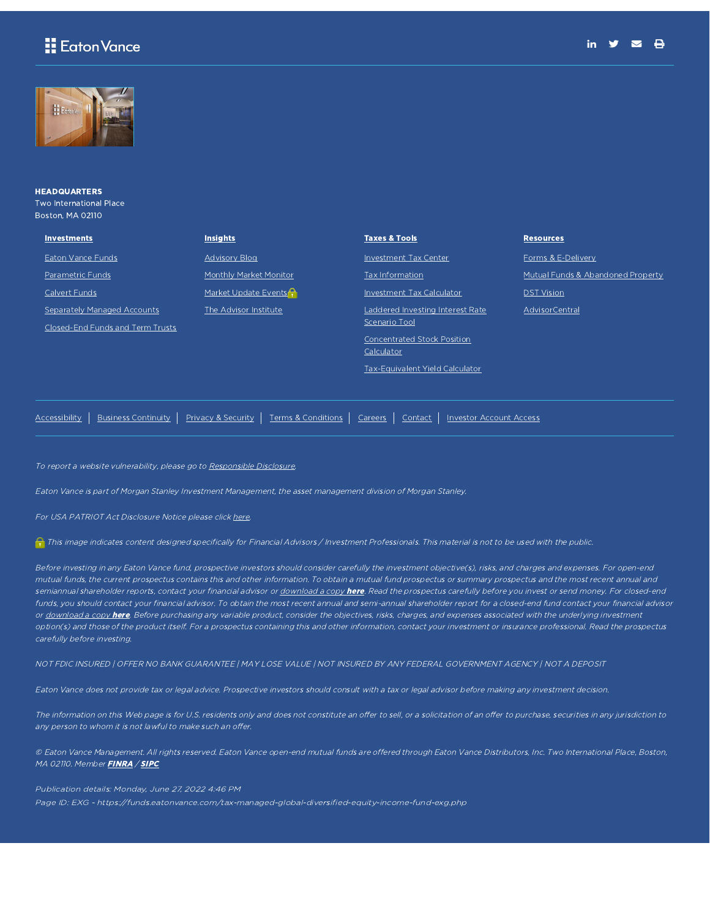Eaton Vance

**HEADQUARTERS**
Two International Place
Boston, MA 02110

**Investments**

- Eaton Vance Funds
- Parametric Funds
- Calvert Funds
- Separately Managed Accounts
- Closed-End Funds and Term Trusts

**Insights**

- Advisory Blog
- Monthly Market Monitor
- Market Update Events
- The Advisor Institute

**Taxes & Tools**

- Investment Tax Center
- Tax Information
- Investment Tax Calculator
- Laddered Investing Interest Rate Scenario Tool
- Concentrated Stock Position Calculator
- Tax-Equivalent Yield Calculator

**Resources**

- Forms & E-Delivery
- Mutual Funds & Abandoned Property
- DST Vision
- AdvisorCentral

Accessibility | Business Continuity | Privacy & Security | Terms & Conditions | Careers | Contact | Investor Account Access

*To report a website vulnerability, please go to Responsible Disclosure.*

*Eaton Vance is part of Morgan Stanley Investment Management, the asset management division of Morgan Stanley.*

*For USA PATRIOT Act Disclosure Notice please click here.*

*This image indicates content designed specifically for Financial Advisors / Investment Professionals. This material is not to be used with the public.*

*Before investing in any Eaton Vance fund, prospective investors should consider carefully the investment objective(s), risks, and charges and expenses. For open-end mutual funds, the current prospectus contains this and other information. To obtain a mutual fund prospectus or summary prospectus and the most recent annual and semiannual shareholder reports, contact your financial advisor or download a copy **here**. Read the prospectus carefully before you invest or send money. For closed-end funds, you should contact your financial advisor. To obtain the most recent annual and semi-annual shareholder report for a closed-end fund contact your financial advisor or download a copy **here**. Before purchasing any variable product, consider the objectives, risks, charges, and expenses associated with the underlying investment option(s) and those of the product itself. For a prospectus containing this and other information, contact your investment or insurance professional. Read the prospectus carefully before investing.*

*NOT FDIC INSURED | OFFER NO BANK GUARANTEE | MAY LOSE VALUE | NOT INSURED BY ANY FEDERAL GOVERNMENT AGENCY | NOT A DEPOSIT*

*Eaton Vance does not provide tax or legal advice. Prospective investors should consult with a tax or legal advisor before making any investment decision.*

*The information on this Web page is for U.S. residents only and does not constitute an offer to sell, or a solicitation of an offer to purchase, securities in any jurisdiction to any person to whom it is not lawful to make such an offer.*

*© Eaton Vance Management. All rights reserved. Eaton Vance open-end mutual funds are offered through Eaton Vance Distributors, Inc. Two International Place, Boston, MA 02110. Member **FINRA** / **SIPC***

*Publication details: Monday, June 27, 2022 4:46 PM*
*Page ID: EXG - https://funds.eatonvance.com/tax-managed-global-diversified-equity-income-fund-exg.php*